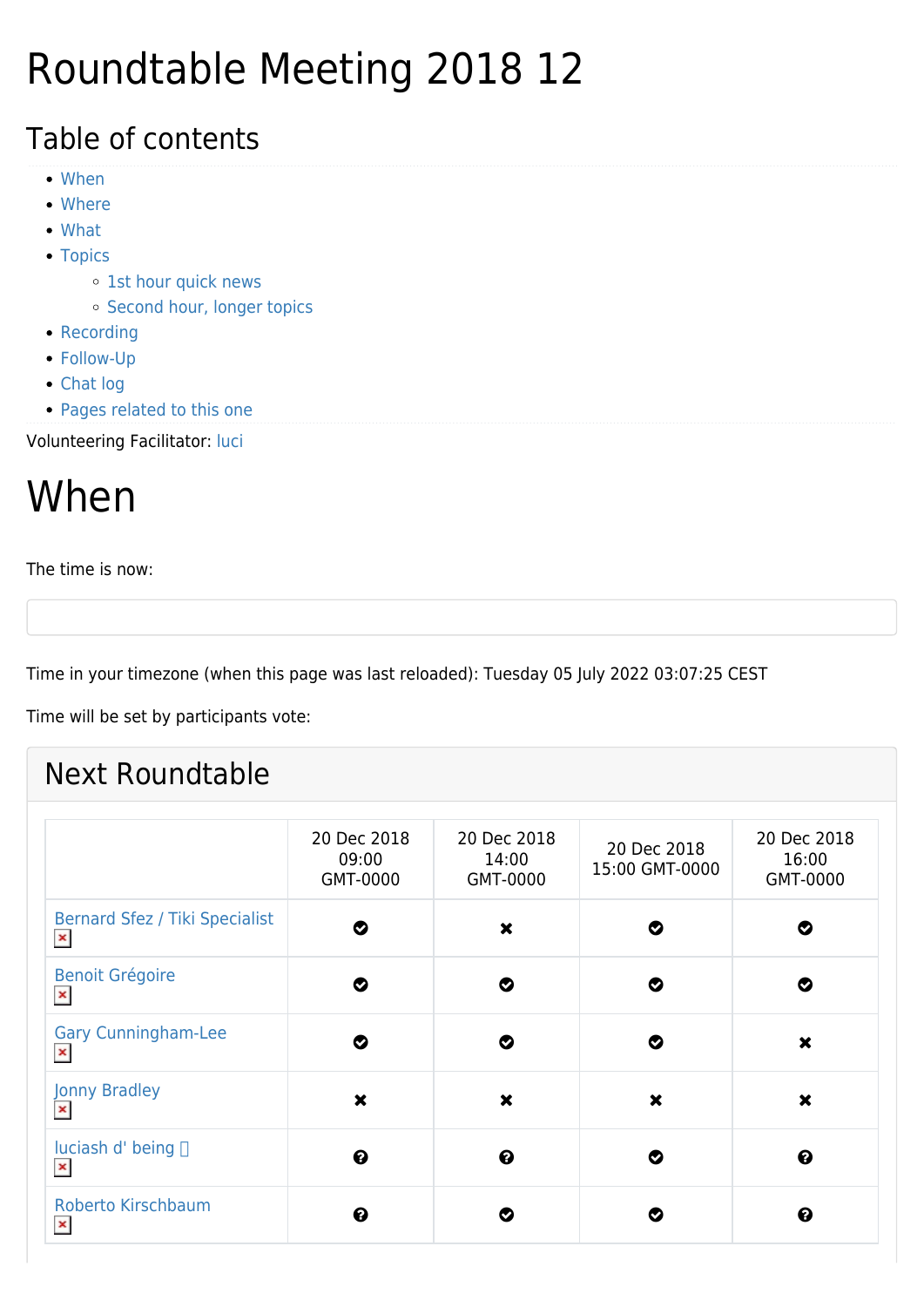# Roundtable Meeting 2018 12

## Table of contents

- When
- Where
- What
- Topics
  - 1st hour quick news
  - Second hour, longer topics
- Recording
- Follow-Up
- Chat log
- Pages related to this one

Volunteering Facilitator: luci

# When

The time is now:

Time in your timezone (when this page was last reloaded): Tuesday 05 July 2022 03:07:25 CEST

Time will be set by participants vote:

## Next Roundtable

| | 20 Dec 2018 09:00 GMT-0000 | 20 Dec 2018 14:00 GMT-0000 | 20 Dec 2018 15:00 GMT-0000 | 20 Dec 2018 16:00 GMT-0000 |
|---|---|---|---|---|
| Bernard Sfez / Tiki Specialist | ✔ | ✖ | ✔ | ✔ |
| Benoit Grégoire | ✔ | ✔ | ✔ | ✔ |
| Gary Cunningham-Lee | ✔ | ✔ | ✔ | ✖ |
| Jonny Bradley | ✖ | ✖ | ✖ | ✖ |
| luciash d' being | ? | ? | ✔ | ? |
| Roberto Kirschbaum | ? | ✔ | ✔ | ? |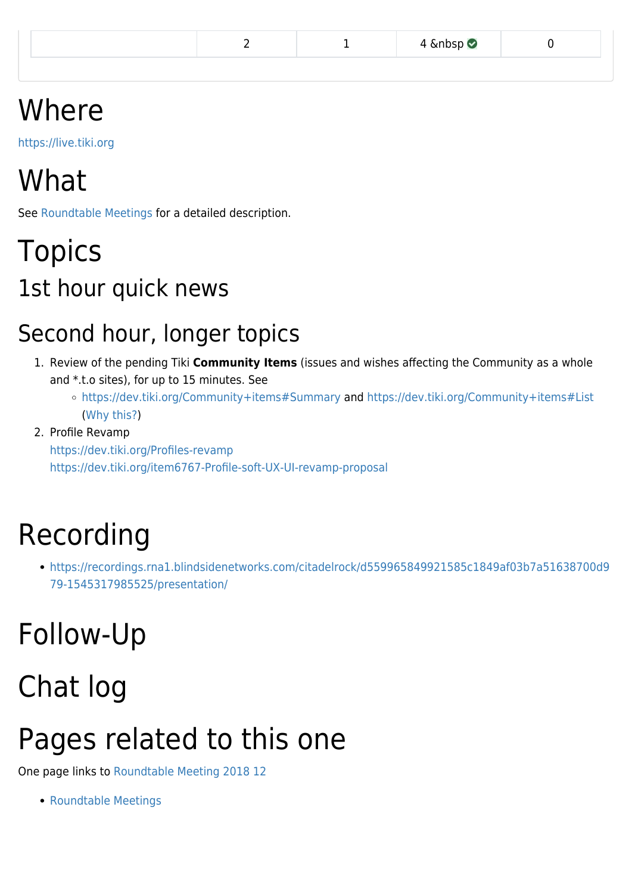| | | | | |
|---|---|---|---|---|
| | 2 | 1 | 4 &nbsp | 0 |

# Where

https://live.tiki.org

# What

See Roundtable Meetings for a detailed description.

# Topics

## 1st hour quick news

## Second hour, longer topics

1. Review of the pending Tiki **Community Items** (issues and wishes affecting the Community as a whole and *.t.o sites), for up to 15 minutes. See
   - https://dev.tiki.org/Community+items#Summary and https://dev.tiki.org/Community+items#List (Why this?)
2. Profile Revamp
   https://dev.tiki.org/Profiles-revamp
   https://dev.tiki.org/item6767-Profile-soft-UX-UI-revamp-proposal

# Recording

- https://recordings.rna1.blindsidenetworks.com/citadelrock/d559965849921585c1849af03b7a51638700d979-1545317985525/presentation/

# Follow-Up

# Chat log

# Pages related to this one

One page links to Roundtable Meeting 2018 12

- Roundtable Meetings